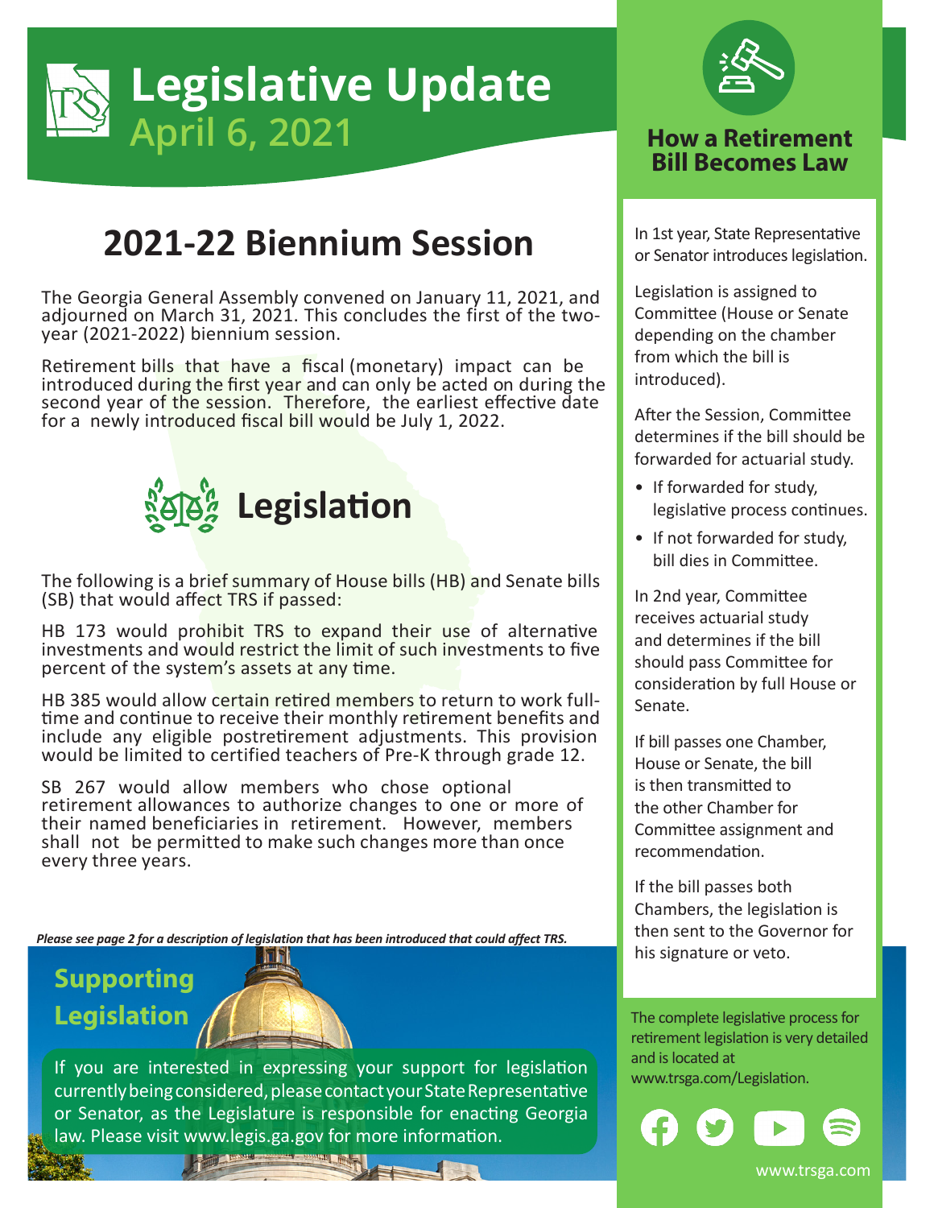# Legislative Update

## April 6, 2021

## 2021-22 Biennium Session

The Georgia General Assembly convened on January 11, 2021, and adjourned on March 31, 2021. This concludes the first of the two-year (2021-2022) biennium session.

Retirement bills that have a fiscal (monetary) impact can be introduced during the first year and can only be acted on during the second year of the session. Therefore, the earliest effective date for a newly introduced fiscal bill would be July 1, 2022.

## Legislation

The following is a brief summary of House bills (HB) and Senate bills (SB) that would affect TRS if passed:

HB 173 would prohibit TRS to expand their use of alternative investments and would restrict the limit of such investments to five percent of the system's assets at any time.

HB 385 would allow certain retired members to return to work full-time and continue to receive their monthly retirement benefits and include any eligible postretirement adjustments. This provision would be limited to certified teachers of Pre-K through grade 12.

SB 267 would allow members who chose optional retirement allowances to authorize changes to one or more of their named beneficiaries in retirement. However, members shall not be permitted to make such changes more than once every three years.

***Please see page 2 for a description of legislation that has been introduced that could affect TRS.***

## Supporting Legislation

If you are interested in expressing your support for legislation currently being considered, please contact your State Representative or Senator, as the Legislature is responsible for enacting Georgia law. Please visit www.legis.ga.gov for more information.

## How a Retirement Bill Becomes Law

In 1st year, State Representative or Senator introduces legislation.

Legislation is assigned to Committee (House or Senate depending on the chamber from which the bill is introduced).

After the Session, Committee determines if the bill should be forwarded for actuarial study.

- If forwarded for study, legislative process continues.
- If not forwarded for study, bill dies in Committee.

In 2nd year, Committee receives actuarial study and determines if the bill should pass Committee for consideration by full House or Senate.

If bill passes one Chamber, House or Senate, the bill is then transmitted to the other Chamber for Committee assignment and recommendation.

If the bill passes both Chambers, the legislation is then sent to the Governor for his signature or veto.

The complete legislative process for retirement legislation is very detailed and is located at www.trsga.com/Legislation.

www.trsga.com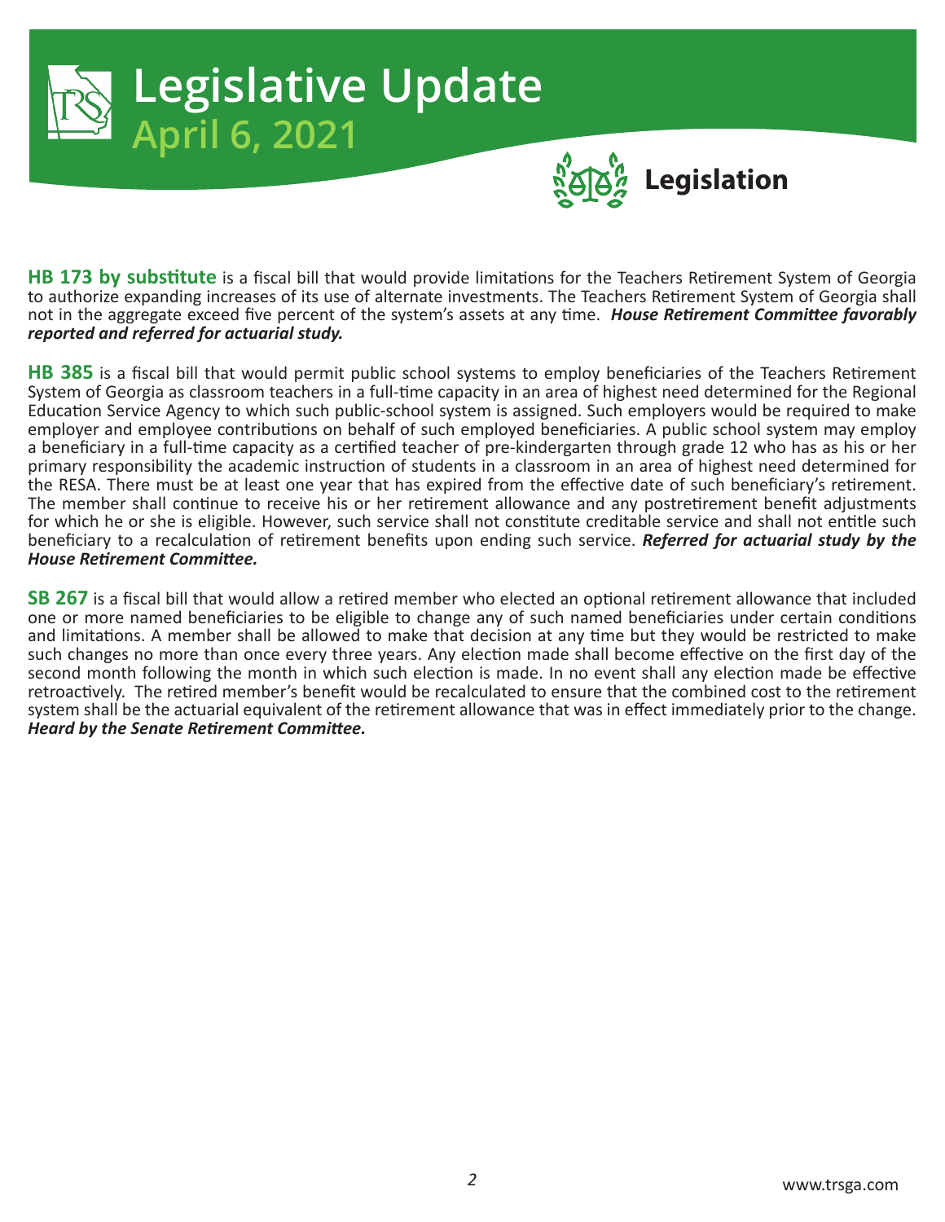# Legislative Update

## April 6, 2021

## Legislation

**HB 173 by substitute** is a fiscal bill that would provide limitations for the Teachers Retirement System of Georgia to authorize expanding increases of its use of alternate investments. The Teachers Retirement System of Georgia shall not in the aggregate exceed five percent of the system's assets at any time. ***House Retirement Committee favorably reported and referred for actuarial study.***

**HB 385** is a fiscal bill that would permit public school systems to employ beneficiaries of the Teachers Retirement System of Georgia as classroom teachers in a full-time capacity in an area of highest need determined for the Regional Education Service Agency to which such public-school system is assigned. Such employers would be required to make employer and employee contributions on behalf of such employed beneficiaries. A public school system may employ a beneficiary in a full-time capacity as a certified teacher of pre-kindergarten through grade 12 who has as his or her primary responsibility the academic instruction of students in a classroom in an area of highest need determined for the RESA. There must be at least one year that has expired from the effective date of such beneficiary's retirement. The member shall continue to receive his or her retirement allowance and any postretirement benefit adjustments for which he or she is eligible. However, such service shall not constitute creditable service and shall not entitle such beneficiary to a recalculation of retirement benefits upon ending such service. ***Referred for actuarial study by the House Retirement Committee.***

**SB 267** is a fiscal bill that would allow a retired member who elected an optional retirement allowance that included one or more named beneficiaries to be eligible to change any of such named beneficiaries under certain conditions and limitations. A member shall be allowed to make that decision at any time but they would be restricted to make such changes no more than once every three years. Any election made shall become effective on the first day of the second month following the month in which such election is made. In no event shall any election made be effective retroactively. The retired member's benefit would be recalculated to ensure that the combined cost to the retirement system shall be the actuarial equivalent of the retirement allowance that was in effect immediately prior to the change. ***Heard by the Senate Retirement Committee.***